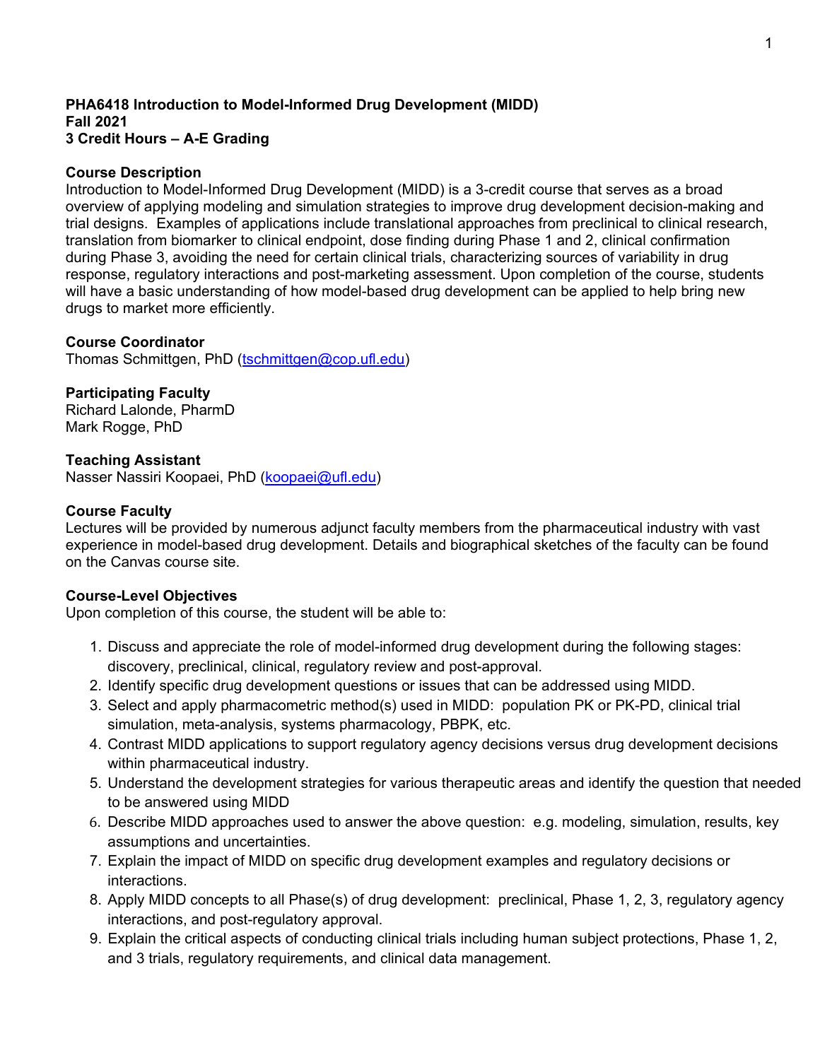**PHA6418 Introduction to Model-Informed Drug Development (MIDD)**
**Fall 2021**
**3 Credit Hours – A-E Grading**

**Course Description**

Introduction to Model-Informed Drug Development (MIDD) is a 3-credit course that serves as a broad overview of applying modeling and simulation strategies to improve drug development decision-making and trial designs. Examples of applications include translational approaches from preclinical to clinical research, translation from biomarker to clinical endpoint, dose finding during Phase 1 and 2, clinical confirmation during Phase 3, avoiding the need for certain clinical trials, characterizing sources of variability in drug response, regulatory interactions and post-marketing assessment. Upon completion of the course, students will have a basic understanding of how model-based drug development can be applied to help bring new drugs to market more efficiently.

**Course Coordinator**

Thomas Schmittgen, PhD (tschmittgen@cop.ufl.edu)

**Participating Faculty**

Richard Lalonde, PharmD
Mark Rogge, PhD

**Teaching Assistant**

Nasser Nassiri Koopaei, PhD (koopaei@ufl.edu)

**Course Faculty**

Lectures will be provided by numerous adjunct faculty members from the pharmaceutical industry with vast experience in model-based drug development. Details and biographical sketches of the faculty can be found on the Canvas course site.

**Course-Level Objectives**

Upon completion of this course, the student will be able to:

1. Discuss and appreciate the role of model-informed drug development during the following stages: discovery, preclinical, clinical, regulatory review and post-approval.
2. Identify specific drug development questions or issues that can be addressed using MIDD.
3. Select and apply pharmacometric method(s) used in MIDD: population PK or PK-PD, clinical trial simulation, meta-analysis, systems pharmacology, PBPK, etc.
4. Contrast MIDD applications to support regulatory agency decisions versus drug development decisions within pharmaceutical industry.
5. Understand the development strategies for various therapeutic areas and identify the question that needed to be answered using MIDD
6. Describe MIDD approaches used to answer the above question: e.g. modeling, simulation, results, key assumptions and uncertainties.
7. Explain the impact of MIDD on specific drug development examples and regulatory decisions or interactions.
8. Apply MIDD concepts to all Phase(s) of drug development: preclinical, Phase 1, 2, 3, regulatory agency interactions, and post-regulatory approval.
9. Explain the critical aspects of conducting clinical trials including human subject protections, Phase 1, 2, and 3 trials, regulatory requirements, and clinical data management.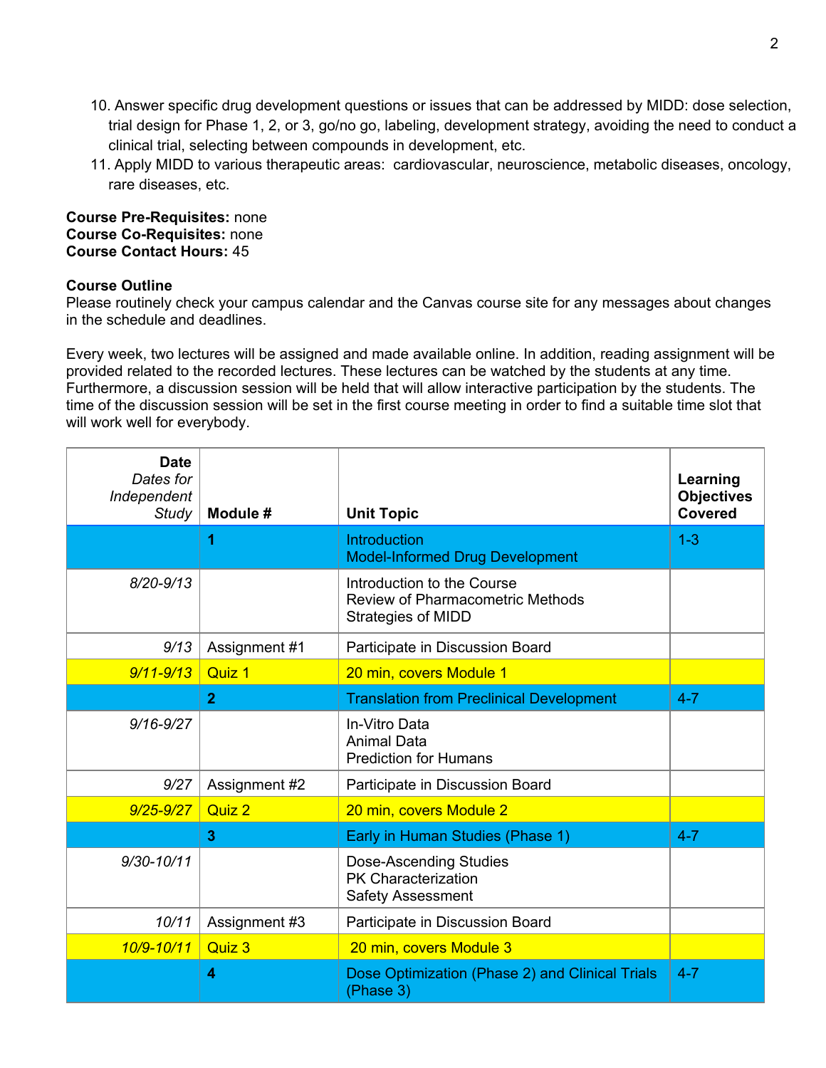10. Answer specific drug development questions or issues that can be addressed by MIDD: dose selection, trial design for Phase 1, 2, or 3, go/no go, labeling, development strategy, avoiding the need to conduct a clinical trial, selecting between compounds in development, etc.
11. Apply MIDD to various therapeutic areas: cardiovascular, neuroscience, metabolic diseases, oncology, rare diseases, etc.

**Course Pre-Requisites:** none
**Course Co-Requisites:** none
**Course Contact Hours:** 45

**Course Outline**
Please routinely check your campus calendar and the Canvas course site for any messages about changes in the schedule and deadlines.

Every week, two lectures will be assigned and made available online. In addition, reading assignment will be provided related to the recorded lectures. These lectures can be watched by the students at any time. Furthermore, a discussion session will be held that will allow interactive participation by the students. The time of the discussion session will be set in the first course meeting in order to find a suitable time slot that will work well for everybody.

| **Date** *Dates for Independent Study* | **Module #** | **Unit Topic** | **Learning Objectives Covered** |
|---|---|---|---|
| | **1** | Introduction<br>Model-Informed Drug Development | 1-3 |
| *8/20-9/13* | | Introduction to the Course<br>Review of Pharmacometric Methods<br>Strategies of MIDD | |
| *9/13* | Assignment #1 | Participate in Discussion Board | |
| *9/11-9/13* | Quiz 1 | 20 min, covers Module 1 | |
| | **2** | Translation from Preclinical Development | 4-7 |
| *9/16-9/27* | | In-Vitro Data<br>Animal Data<br>Prediction for Humans | |
| *9/27* | Assignment #2 | Participate in Discussion Board | |
| *9/25-9/27* | Quiz 2 | 20 min, covers Module 2 | |
| | **3** | Early in Human Studies (Phase 1) | 4-7 |
| *9/30-10/11* | | Dose-Ascending Studies<br>PK Characterization<br>Safety Assessment | |
| *10/11* | Assignment #3 | Participate in Discussion Board | |
| *10/9-10/11* | Quiz 3 | 20 min, covers Module 3 | |
| | **4** | Dose Optimization (Phase 2) and Clinical Trials (Phase 3) | 4-7 |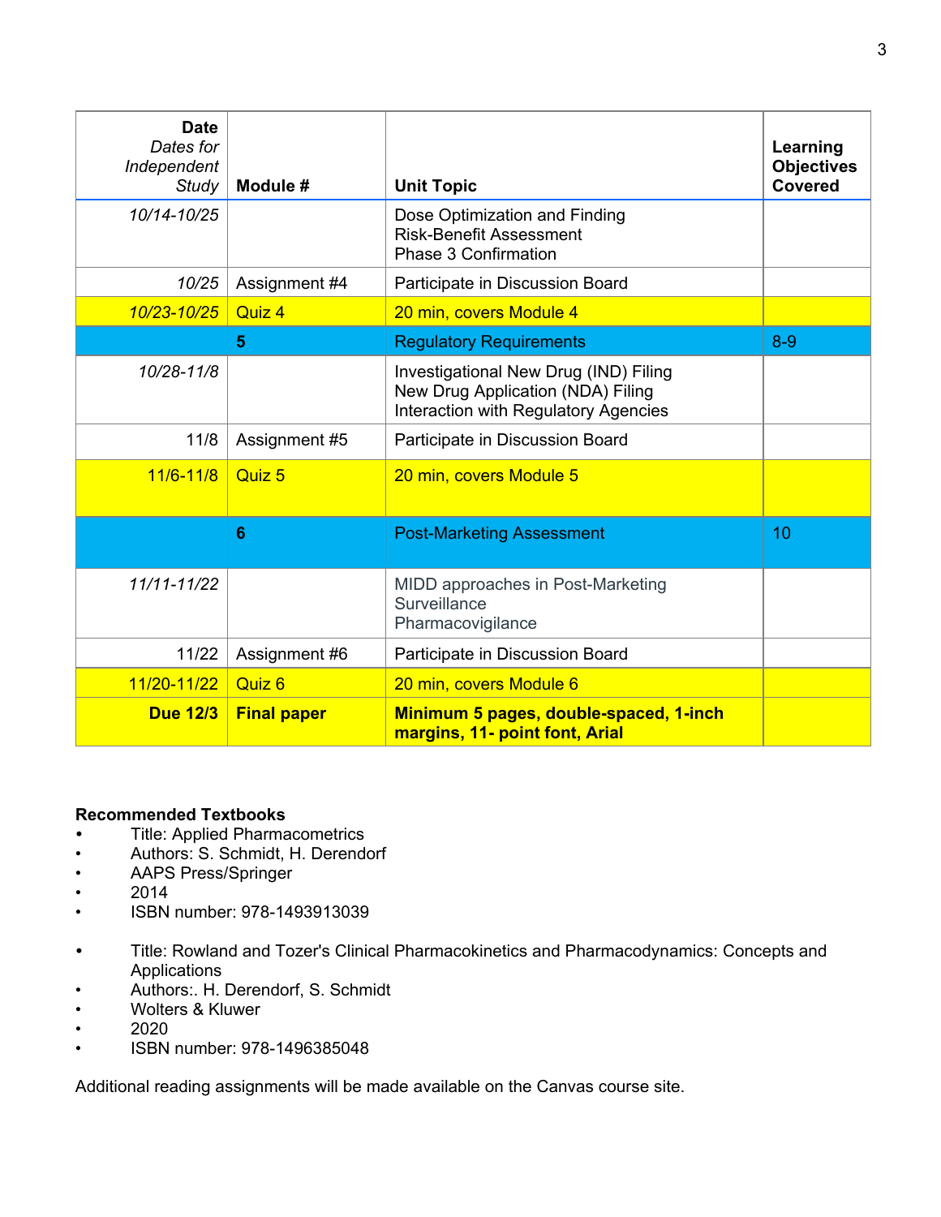| **Date** *Dates for Independent Study* | **Module #** | **Unit Topic** | **Learning Objectives Covered** |
|---|---|---|---|
| *10/14-10/25* | | Dose Optimization and Finding<br>Risk-Benefit Assessment<br>Phase 3 Confirmation | |
| *10/25* | Assignment #4 | Participate in Discussion Board | |
| *10/23-10/25* | Quiz 4 | 20 min, covers Module 4 | |
| | **5** | Regulatory Requirements | 8-9 |
| *10/28-11/8* | | Investigational New Drug (IND) Filing<br>New Drug Application (NDA) Filing<br>Interaction with Regulatory Agencies | |
| 11/8 | Assignment #5 | Participate in Discussion Board | |
| 11/6-11/8 | Quiz 5 | 20 min, covers Module 5 | |
| | **6** | Post-Marketing Assessment | 10 |
| *11/11-11/22* | | MIDD approaches in Post-Marketing Surveillance<br>Pharmacovigilance | |
| 11/22 | Assignment #6 | Participate in Discussion Board | |
| 11/20-11/22 | Quiz 6 | 20 min, covers Module 6 | |
| **Due 12/3** | **Final paper** | **Minimum 5 pages, double-spaced, 1-inch margins, 11- point font, Arial** | |

**Recommended Textbooks**

- Title: Applied Pharmacometrics
- Authors: S. Schmidt, H. Derendorf
- AAPS Press/Springer
- 2014
- ISBN number: 978-1493913039

- Title: Rowland and Tozer's Clinical Pharmacokinetics and Pharmacodynamics: Concepts and Applications
- Authors:. H. Derendorf, S. Schmidt
- Wolters & Kluwer
- 2020
- ISBN number: 978-1496385048

Additional reading assignments will be made available on the Canvas course site.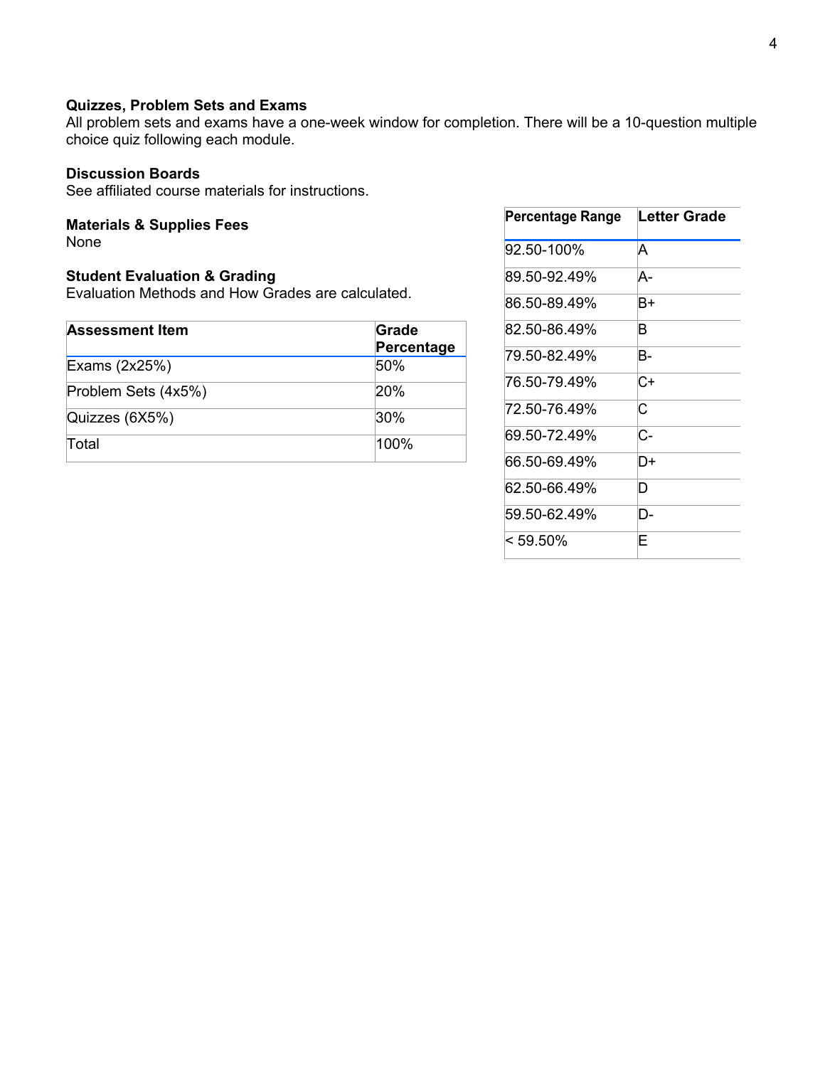### Quizzes, Problem Sets and Exams

All problem sets and exams have a one-week window for completion. There will be a 10-question multiple choice quiz following each module.

### Discussion Boards

See affiliated course materials for instructions.

### Materials & Supplies Fees

None

### Student Evaluation & Grading

Evaluation Methods and How Grades are calculated.

| Assessment Item | Grade Percentage |
| --- | --- |
| Exams (2x25%) | 50% |
| Problem Sets (4x5%) | 20% |
| Quizzes (6X5%) | 30% |
| Total | 100% |

| Percentage Range | Letter Grade |
| --- | --- |
| 92.50-100% | A |
| 89.50-92.49% | A- |
| 86.50-89.49% | B+ |
| 82.50-86.49% | B |
| 79.50-82.49% | B- |
| 76.50-79.49% | C+ |
| 72.50-76.49% | C |
| 69.50-72.49% | C- |
| 66.50-69.49% | D+ |
| 62.50-66.49% | D |
| 59.50-62.49% | D- |
| < 59.50% | E |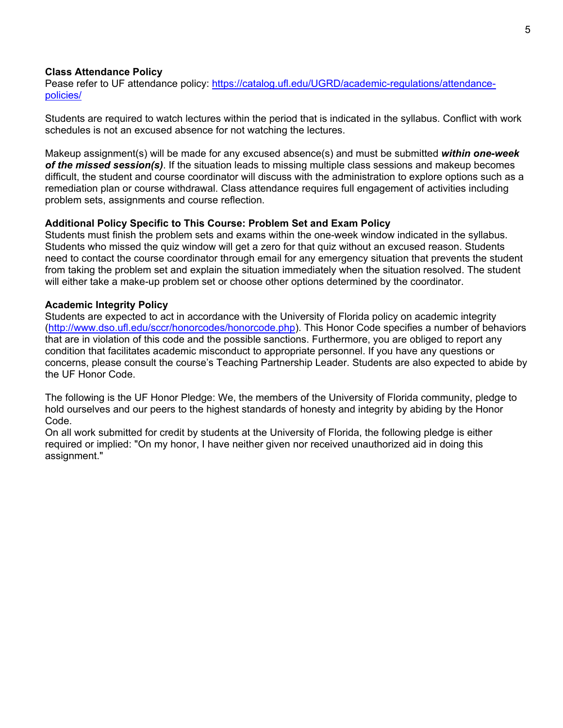**Class Attendance Policy**
Pease refer to UF attendance policy: https://catalog.ufl.edu/UGRD/academic-regulations/attendance-policies/

Students are required to watch lectures within the period that is indicated in the syllabus. Conflict with work schedules is not an excused absence for not watching the lectures.

Makeup assignment(s) will be made for any excused absence(s) and must be submitted ***within one-week of the missed session(s)***. If the situation leads to missing multiple class sessions and makeup becomes difficult, the student and course coordinator will discuss with the administration to explore options such as a remediation plan or course withdrawal. Class attendance requires full engagement of activities including problem sets, assignments and course reflection.

**Additional Policy Specific to This Course: Problem Set and Exam Policy**
Students must finish the problem sets and exams within the one-week window indicated in the syllabus. Students who missed the quiz window will get a zero for that quiz without an excused reason. Students need to contact the course coordinator through email for any emergency situation that prevents the student from taking the problem set and explain the situation immediately when the situation resolved. The student will either take a make-up problem set or choose other options determined by the coordinator.

**Academic Integrity Policy**
Students are expected to act in accordance with the University of Florida policy on academic integrity (http://www.dso.ufl.edu/sccr/honorcodes/honorcode.php). This Honor Code specifies a number of behaviors that are in violation of this code and the possible sanctions. Furthermore, you are obliged to report any condition that facilitates academic misconduct to appropriate personnel. If you have any questions or concerns, please consult the course's Teaching Partnership Leader. Students are also expected to abide by the UF Honor Code.

The following is the UF Honor Pledge: We, the members of the University of Florida community, pledge to hold ourselves and our peers to the highest standards of honesty and integrity by abiding by the Honor Code.
On all work submitted for credit by students at the University of Florida, the following pledge is either required or implied: "On my honor, I have neither given nor received unauthorized aid in doing this assignment."